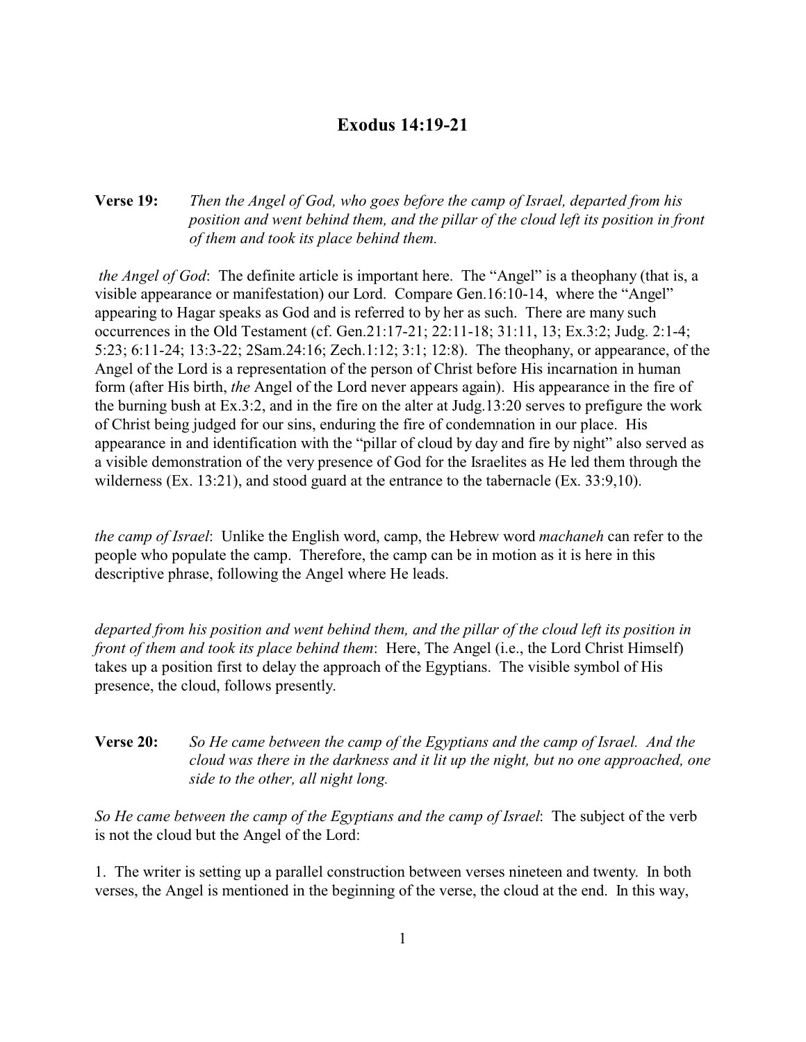# Exodus 14:19-21

**Verse 19:** *Then the Angel of God, who goes before the camp of Israel, departed from his position and went behind them, and the pillar of the cloud left its position in front of them and took its place behind them.*

*the Angel of God*: The definite article is important here. The "Angel" is a theophany (that is, a visible appearance or manifestation) our Lord. Compare Gen.16:10-14, where the "Angel" appearing to Hagar speaks as God and is referred to by her as such. There are many such occurrences in the Old Testament (cf. Gen.21:17-21; 22:11-18; 31:11, 13; Ex.3:2; Judg. 2:1-4; 5:23; 6:11-24; 13:3-22; 2Sam.24:16; Zech.1:12; 3:1; 12:8). The theophany, or appearance, of the Angel of the Lord is a representation of the person of Christ before His incarnation in human form (after His birth, *the* Angel of the Lord never appears again). His appearance in the fire of the burning bush at Ex.3:2, and in the fire on the alter at Judg.13:20 serves to prefigure the work of Christ being judged for our sins, enduring the fire of condemnation in our place. His appearance in and identification with the "pillar of cloud by day and fire by night" also served as a visible demonstration of the very presence of God for the Israelites as He led them through the wilderness (Ex. 13:21), and stood guard at the entrance to the tabernacle (Ex. 33:9,10).

*the camp of Israel*: Unlike the English word, camp, the Hebrew word *machaneh* can refer to the people who populate the camp. Therefore, the camp can be in motion as it is here in this descriptive phrase, following the Angel where He leads.

*departed from his position and went behind them, and the pillar of the cloud left its position in front of them and took its place behind them*: Here, The Angel (i.e., the Lord Christ Himself) takes up a position first to delay the approach of the Egyptians. The visible symbol of His presence, the cloud, follows presently.

**Verse 20:** *So He came between the camp of the Egyptians and the camp of Israel. And the cloud was there in the darkness and it lit up the night, but no one approached, one side to the other, all night long.*

*So He came between the camp of the Egyptians and the camp of Israel*: The subject of the verb is not the cloud but the Angel of the Lord:

1. The writer is setting up a parallel construction between verses nineteen and twenty. In both verses, the Angel is mentioned in the beginning of the verse, the cloud at the end. In this way,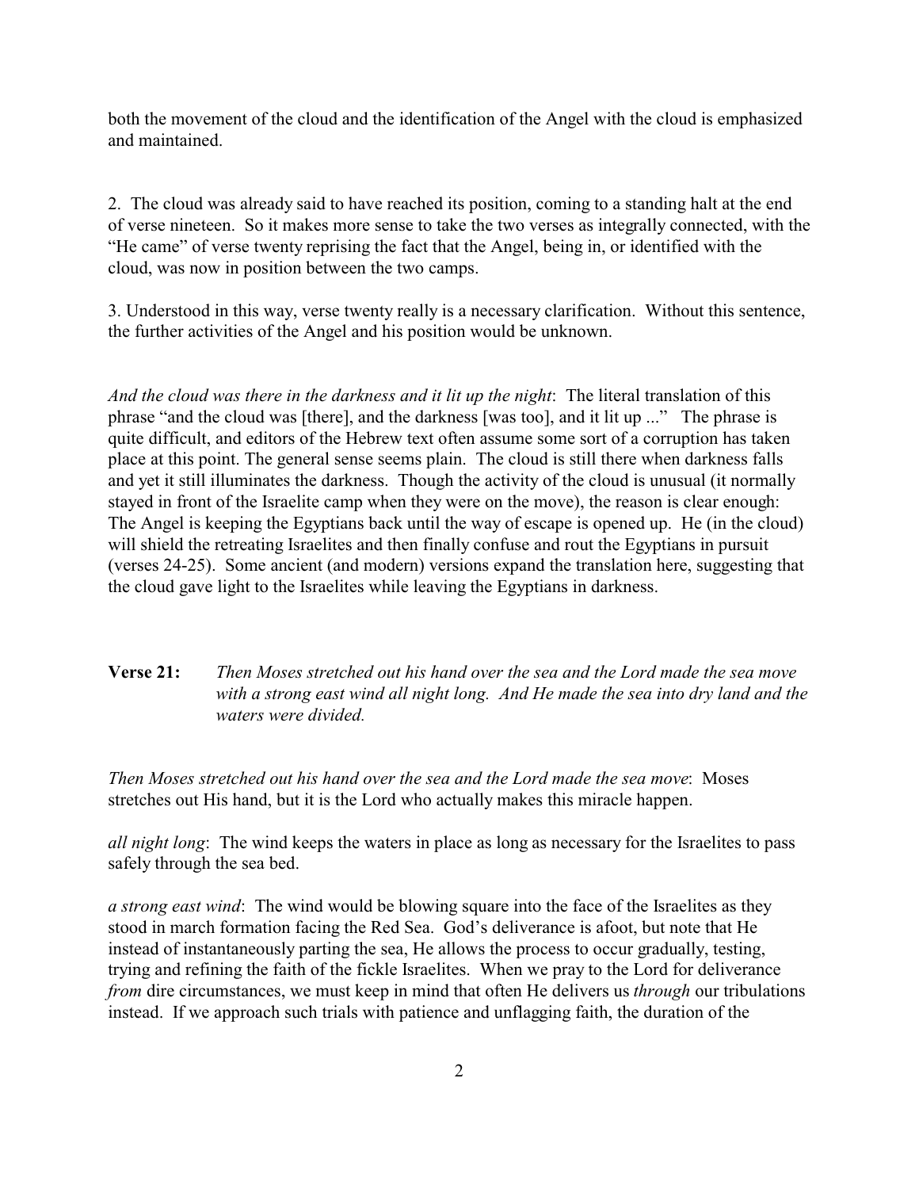both the movement of the cloud and the identification of the Angel with the cloud is emphasized and maintained.

2. The cloud was already said to have reached its position, coming to a standing halt at the end of verse nineteen. So it makes more sense to take the two verses as integrally connected, with the "He came" of verse twenty reprising the fact that the Angel, being in, or identified with the cloud, was now in position between the two camps.

3. Understood in this way, verse twenty really is a necessary clarification. Without this sentence, the further activities of the Angel and his position would be unknown.

*And the cloud was there in the darkness and it lit up the night*: The literal translation of this phrase "and the cloud was [there], and the darkness [was too], and it lit up ..." The phrase is quite difficult, and editors of the Hebrew text often assume some sort of a corruption has taken place at this point. The general sense seems plain. The cloud is still there when darkness falls and yet it still illuminates the darkness. Though the activity of the cloud is unusual (it normally stayed in front of the Israelite camp when they were on the move), the reason is clear enough: The Angel is keeping the Egyptians back until the way of escape is opened up. He (in the cloud) will shield the retreating Israelites and then finally confuse and rout the Egyptians in pursuit (verses 24-25). Some ancient (and modern) versions expand the translation here, suggesting that the cloud gave light to the Israelites while leaving the Egyptians in darkness.

**Verse 21:** *Then Moses stretched out his hand over the sea and the Lord made the sea move with a strong east wind all night long. And He made the sea into dry land and the waters were divided.*

*Then Moses stretched out his hand over the sea and the Lord made the sea move*: Moses stretches out His hand, but it is the Lord who actually makes this miracle happen.

*all night long*: The wind keeps the waters in place as long as necessary for the Israelites to pass safely through the sea bed.

*a strong east wind*: The wind would be blowing square into the face of the Israelites as they stood in march formation facing the Red Sea. God's deliverance is afoot, but note that He instead of instantaneously parting the sea, He allows the process to occur gradually, testing, trying and refining the faith of the fickle Israelites. When we pray to the Lord for deliverance *from* dire circumstances, we must keep in mind that often He delivers us *through* our tribulations instead. If we approach such trials with patience and unflagging faith, the duration of the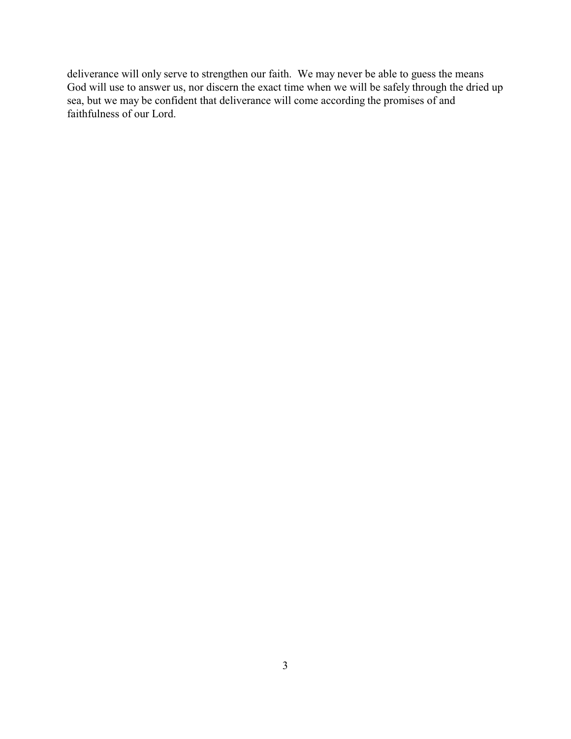deliverance will only serve to strengthen our faith. We may never be able to guess the means God will use to answer us, nor discern the exact time when we will be safely through the dried up sea, but we may be confident that deliverance will come according the promises of and faithfulness of our Lord.